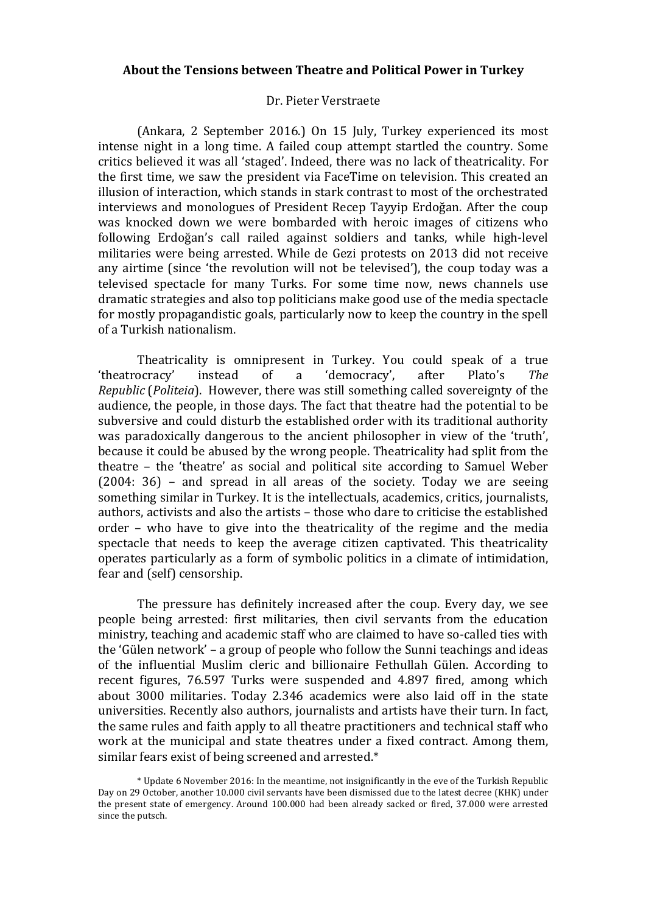**About the Tensions between Theatre and Political Power in Turkey**

Dr. Pieter Verstraete

(Ankara, 2 September 2016.) On 15 July, Turkey experienced its most intense night in a long time. A failed coup attempt startled the country. Some critics believed it was all 'staged'. Indeed, there was no lack of theatricality. For the first time, we saw the president via FaceTime on television. This created an illusion of interaction, which stands in stark contrast to most of the orchestrated interviews and monologues of President Recep Tayyip Erdoğan. After the coup was knocked down we were bombarded with heroic images of citizens who following Erdoğan's call railed against soldiers and tanks, while high-level militaries were being arrested. While de Gezi protests on 2013 did not receive any airtime (since 'the revolution will not be televised'), the coup today was a televised spectacle for many Turks. For some time now, news channels use dramatic strategies and also top politicians make good use of the media spectacle for mostly propagandistic goals, particularly now to keep the country in the spell of a Turkish nationalism.

Theatricality is omnipresent in Turkey. You could speak of a true 'theatrocracy' instead of a 'democracy', after Plato's *The Republic* (*Politeia*). However, there was still something called sovereignty of the audience, the people, in those days. The fact that theatre had the potential to be subversive and could disturb the established order with its traditional authority was paradoxically dangerous to the ancient philosopher in view of the 'truth', because it could be abused by the wrong people. Theatricality had split from the theatre – the 'theatre' as social and political site according to Samuel Weber (2004: 36) – and spread in all areas of the society. Today we are seeing something similar in Turkey. It is the intellectuals, academics, critics, journalists, authors, activists and also the artists – those who dare to criticise the established order – who have to give into the theatricality of the regime and the media spectacle that needs to keep the average citizen captivated. This theatricality operates particularly as a form of symbolic politics in a climate of intimidation, fear and (self) censorship.

The pressure has definitely increased after the coup. Every day, we see people being arrested: first militaries, then civil servants from the education ministry, teaching and academic staff who are claimed to have so-called ties with the 'Gülen network' – a group of people who follow the Sunni teachings and ideas of the influential Muslim cleric and billionaire Fethullah Gülen. According to recent figures, 76.597 Turks were suspended and 4.897 fired, among which about 3000 militaries. Today 2.346 academics were also laid off in the state universities. Recently also authors, journalists and artists have their turn. In fact, the same rules and faith apply to all theatre practitioners and technical staff who work at the municipal and state theatres under a fixed contract. Among them, similar fears exist of being screened and arrested.*

\* Update 6 November 2016: In the meantime, not insignificantly in the eve of the Turkish Republic Day on 29 October, another 10.000 civil servants have been dismissed due to the latest decree (KHK) under the present state of emergency. Around 100.000 had been already sacked or fired, 37.000 were arrested since the putsch.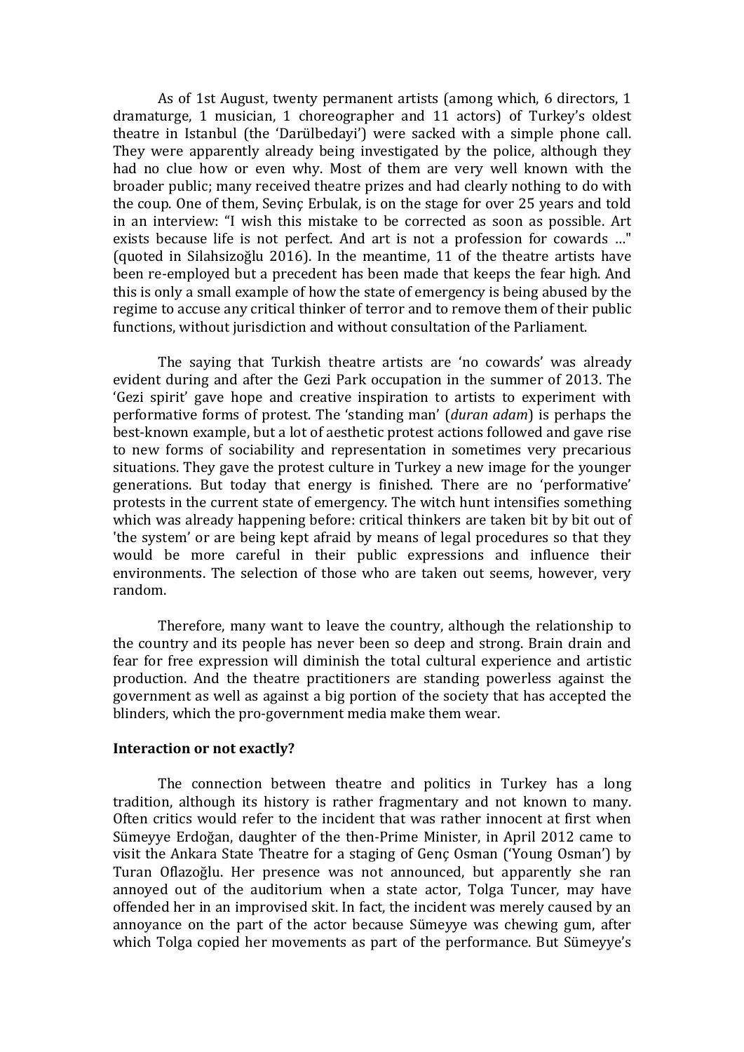As of 1st August, twenty permanent artists (among which, 6 directors, 1 dramaturge, 1 musician, 1 choreographer and 11 actors) of Turkey's oldest theatre in Istanbul (the 'Darülbedayi') were sacked with a simple phone call. They were apparently already being investigated by the police, although they had no clue how or even why. Most of them are very well known with the broader public; many received theatre prizes and had clearly nothing to do with the coup. One of them, Sevinç Erbulak, is on the stage for over 25 years and told in an interview: "I wish this mistake to be corrected as soon as possible. Art exists because life is not perfect. And art is not a profession for cowards …" (quoted in Silahsizoğlu 2016). In the meantime, 11 of the theatre artists have been re-employed but a precedent has been made that keeps the fear high. And this is only a small example of how the state of emergency is being abused by the regime to accuse any critical thinker of terror and to remove them of their public functions, without jurisdiction and without consultation of the Parliament.

The saying that Turkish theatre artists are 'no cowards' was already evident during and after the Gezi Park occupation in the summer of 2013. The 'Gezi spirit' gave hope and creative inspiration to artists to experiment with performative forms of protest. The 'standing man' (*duran adam*) is perhaps the best-known example, but a lot of aesthetic protest actions followed and gave rise to new forms of sociability and representation in sometimes very precarious situations. They gave the protest culture in Turkey a new image for the younger generations. But today that energy is finished. There are no 'performative' protests in the current state of emergency. The witch hunt intensifies something which was already happening before: critical thinkers are taken bit by bit out of 'the system' or are being kept afraid by means of legal procedures so that they would be more careful in their public expressions and influence their environments. The selection of those who are taken out seems, however, very random.

Therefore, many want to leave the country, although the relationship to the country and its people has never been so deep and strong. Brain drain and fear for free expression will diminish the total cultural experience and artistic production. And the theatre practitioners are standing powerless against the government as well as against a big portion of the society that has accepted the blinders, which the pro-government media make them wear.

**Interaction or not exactly?**

The connection between theatre and politics in Turkey has a long tradition, although its history is rather fragmentary and not known to many. Often critics would refer to the incident that was rather innocent at first when Sümeyye Erdoğan, daughter of the then-Prime Minister, in April 2012 came to visit the Ankara State Theatre for a staging of Genç Osman ('Young Osman') by Turan Oflazoğlu. Her presence was not announced, but apparently she ran annoyed out of the auditorium when a state actor, Tolga Tuncer, may have offended her in an improvised skit. In fact, the incident was merely caused by an annoyance on the part of the actor because Sümeyye was chewing gum, after which Tolga copied her movements as part of the performance. But Sümeyye's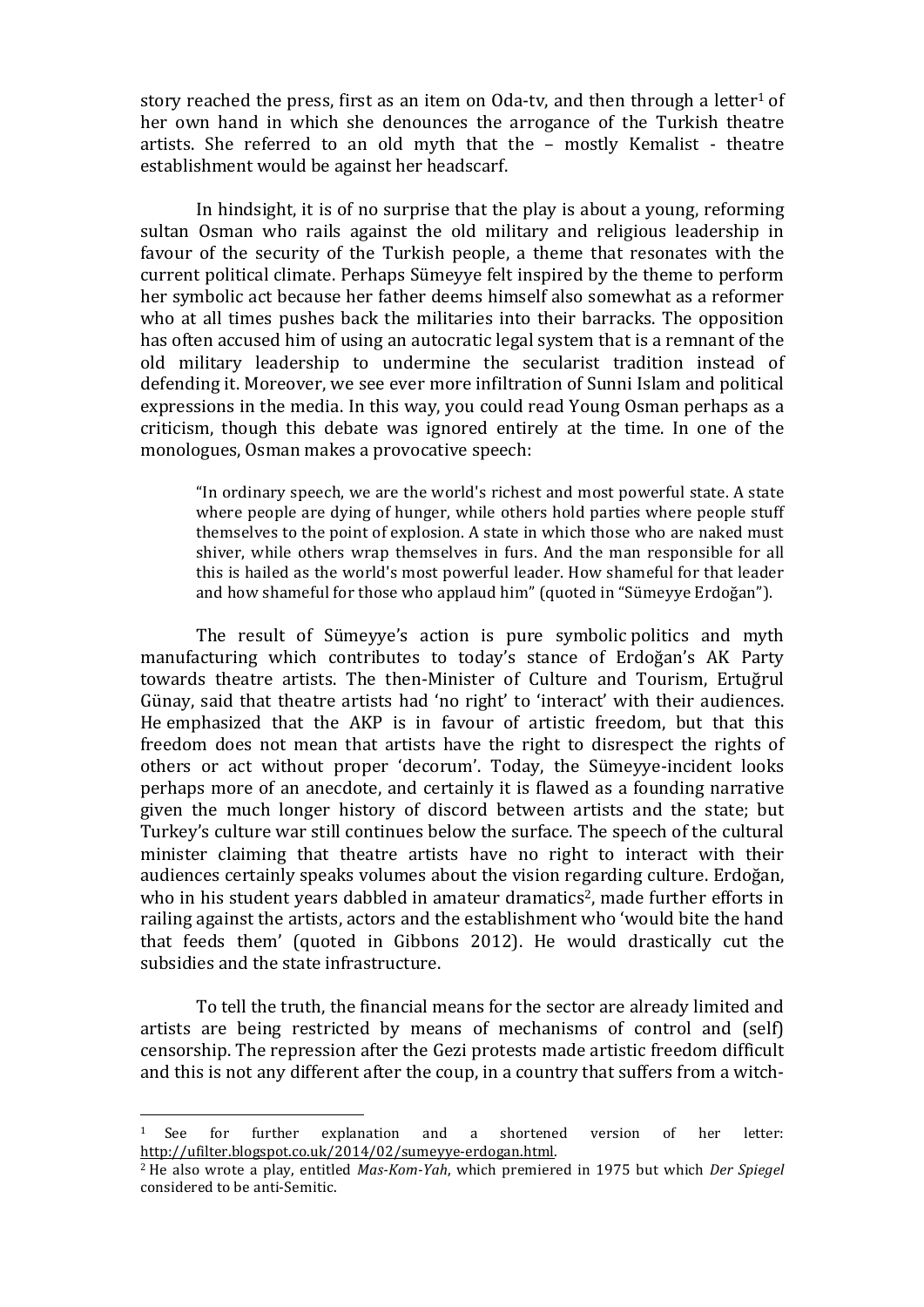story reached the press, first as an item on Oda-tv, and then through a letter[1] of her own hand in which she denounces the arrogance of the Turkish theatre artists. She referred to an old myth that the – mostly Kemalist - theatre establishment would be against her headscarf.

In hindsight, it is of no surprise that the play is about a young, reforming sultan Osman who rails against the old military and religious leadership in favour of the security of the Turkish people, a theme that resonates with the current political climate. Perhaps Sümeyye felt inspired by the theme to perform her symbolic act because her father deems himself also somewhat as a reformer who at all times pushes back the militaries into their barracks. The opposition has often accused him of using an autocratic legal system that is a remnant of the old military leadership to undermine the secularist tradition instead of defending it. Moreover, we see ever more infiltration of Sunni Islam and political expressions in the media. In this way, you could read Young Osman perhaps as a criticism, though this debate was ignored entirely at the time. In one of the monologues, Osman makes a provocative speech:

> "In ordinary speech, we are the world's richest and most powerful state. A state where people are dying of hunger, while others hold parties where people stuff themselves to the point of explosion. A state in which those who are naked must shiver, while others wrap themselves in furs. And the man responsible for all this is hailed as the world's most powerful leader. How shameful for that leader and how shameful for those who applaud him" (quoted in "Sümeyye Erdoğan").

The result of Sümeyye's action is pure symbolic politics and myth manufacturing which contributes to today's stance of Erdoğan's AK Party towards theatre artists. The then-Minister of Culture and Tourism, Ertuğrul Günay, said that theatre artists had 'no right' to 'interact' with their audiences. He emphasized that the AKP is in favour of artistic freedom, but that this freedom does not mean that artists have the right to disrespect the rights of others or act without proper 'decorum'. Today, the Sümeyye-incident looks perhaps more of an anecdote, and certainly it is flawed as a founding narrative given the much longer history of discord between artists and the state; but Turkey's culture war still continues below the surface. The speech of the cultural minister claiming that theatre artists have no right to interact with their audiences certainly speaks volumes about the vision regarding culture. Erdoğan, who in his student years dabbled in amateur dramatics[2], made further efforts in railing against the artists, actors and the establishment who 'would bite the hand that feeds them' (quoted in Gibbons 2012). He would drastically cut the subsidies and the state infrastructure.

To tell the truth, the financial means for the sector are already limited and artists are being restricted by means of mechanisms of control and (self) censorship. The repression after the Gezi protests made artistic freedom difficult and this is not any different after the coup, in a country that suffers from a witch-

---

[1] See for further explanation and a shortened version of her letter: http://ufilter.blogspot.co.uk/2014/02/sumeyye-erdogan.html.

[2] He also wrote a play, entitled *Mas-Kom-Yah*, which premiered in 1975 but which *Der Spiegel* considered to be anti-Semitic.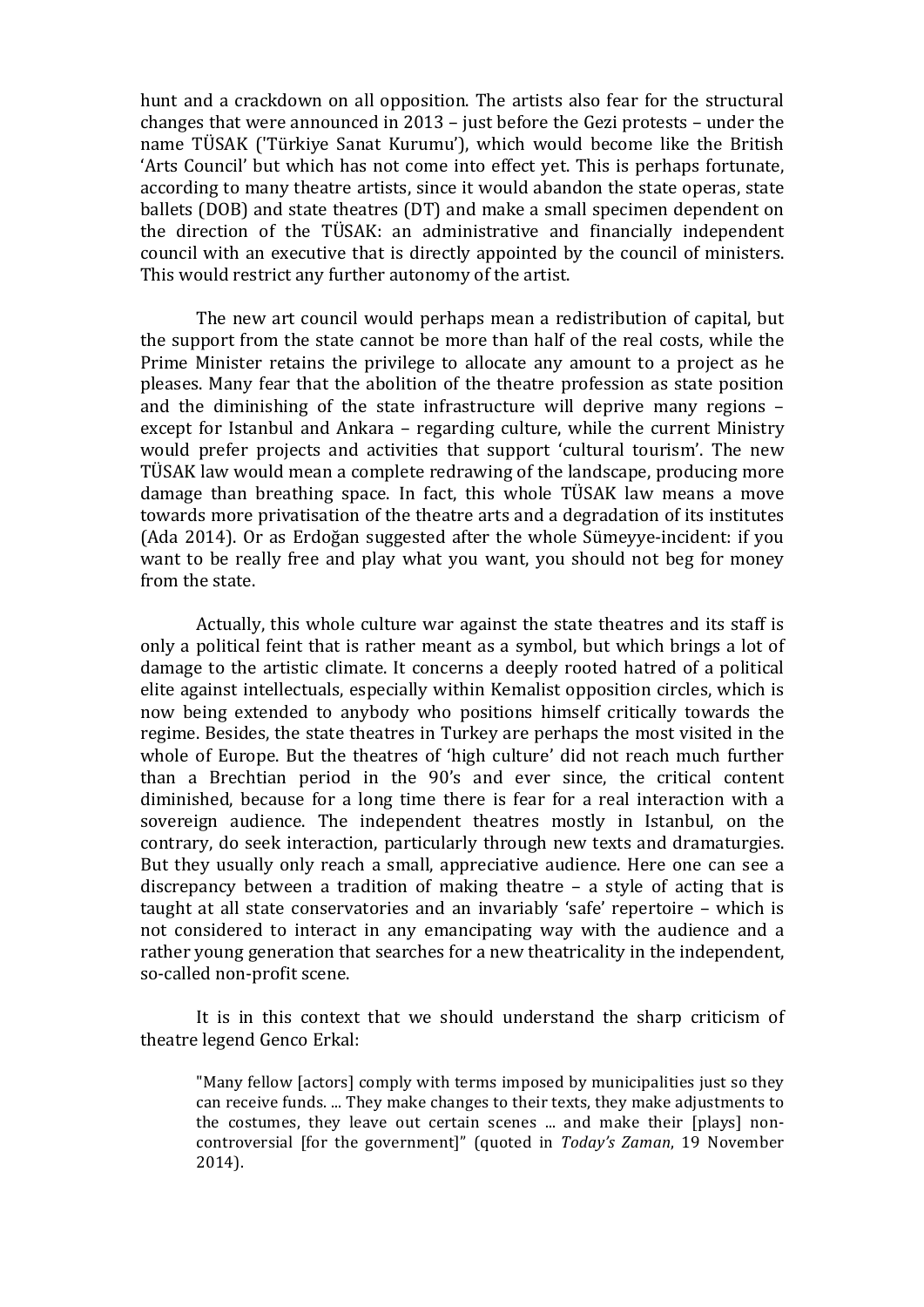hunt and a crackdown on all opposition. The artists also fear for the structural changes that were announced in 2013 – just before the Gezi protests – under the name TÜSAK ('Türkiye Sanat Kurumu'), which would become like the British 'Arts Council' but which has not come into effect yet. This is perhaps fortunate, according to many theatre artists, since it would abandon the state operas, state ballets (DOB) and state theatres (DT) and make a small specimen dependent on the direction of the TÜSAK: an administrative and financially independent council with an executive that is directly appointed by the council of ministers. This would restrict any further autonomy of the artist.

The new art council would perhaps mean a redistribution of capital, but the support from the state cannot be more than half of the real costs, while the Prime Minister retains the privilege to allocate any amount to a project as he pleases. Many fear that the abolition of the theatre profession as state position and the diminishing of the state infrastructure will deprive many regions – except for Istanbul and Ankara – regarding culture, while the current Ministry would prefer projects and activities that support 'cultural tourism'. The new TÜSAK law would mean a complete redrawing of the landscape, producing more damage than breathing space. In fact, this whole TÜSAK law means a move towards more privatisation of the theatre arts and a degradation of its institutes (Ada 2014). Or as Erdoğan suggested after the whole Sümeyye-incident: if you want to be really free and play what you want, you should not beg for money from the state.

Actually, this whole culture war against the state theatres and its staff is only a political feint that is rather meant as a symbol, but which brings a lot of damage to the artistic climate. It concerns a deeply rooted hatred of a political elite against intellectuals, especially within Kemalist opposition circles, which is now being extended to anybody who positions himself critically towards the regime. Besides, the state theatres in Turkey are perhaps the most visited in the whole of Europe. But the theatres of 'high culture' did not reach much further than a Brechtian period in the 90's and ever since, the critical content diminished, because for a long time there is fear for a real interaction with a sovereign audience. The independent theatres mostly in Istanbul, on the contrary, do seek interaction, particularly through new texts and dramaturgies. But they usually only reach a small, appreciative audience. Here one can see a discrepancy between a tradition of making theatre – a style of acting that is taught at all state conservatories and an invariably 'safe' repertoire – which is not considered to interact in any emancipating way with the audience and a rather young generation that searches for a new theatricality in the independent, so-called non-profit scene.

It is in this context that we should understand the sharp criticism of theatre legend Genco Erkal:

> "Many fellow [actors] comply with terms imposed by municipalities just so they can receive funds. ... They make changes to their texts, they make adjustments to the costumes, they leave out certain scenes ... and make their [plays] non-controversial [for the government]" (quoted in *Today's Zaman*, 19 November 2014).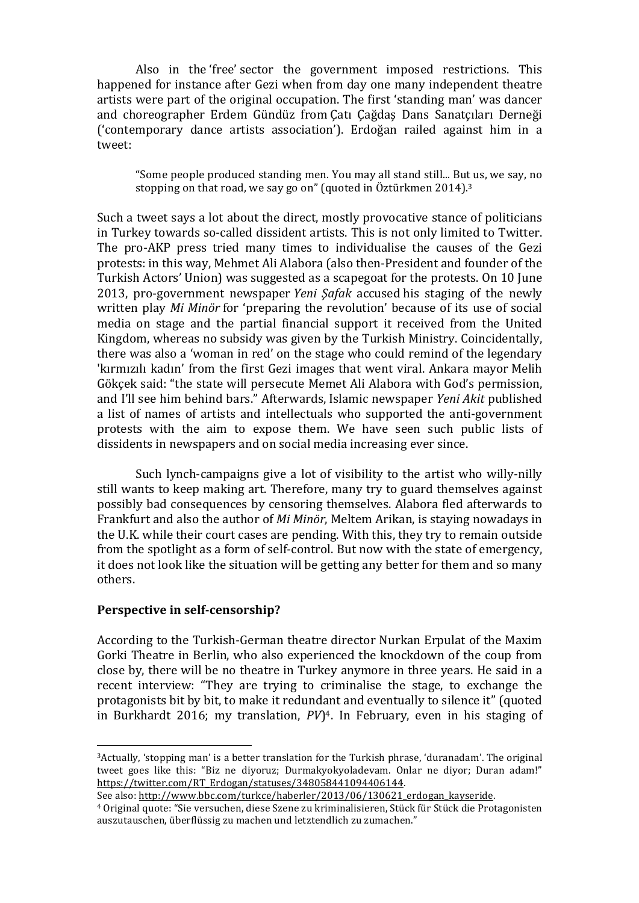Also in the 'free' sector the government imposed restrictions. This happened for instance after Gezi when from day one many independent theatre artists were part of the original occupation. The first 'standing man' was dancer and choreographer Erdem Gündüz from Çatı Çağdaş Dans Sanatçıları Derneği ('contemporary dance artists association'). Erdoğan railed against him in a tweet:

> "Some people produced standing men. You may all stand still... But us, we say, no stopping on that road, we say go on" (quoted in Öztürkmen 2014).[3]

Such a tweet says a lot about the direct, mostly provocative stance of politicians in Turkey towards so-called dissident artists. This is not only limited to Twitter. The pro-AKP press tried many times to individualise the causes of the Gezi protests: in this way, Mehmet Ali Alabora (also then-President and founder of the Turkish Actors' Union) was suggested as a scapegoat for the protests. On 10 June 2013, pro-government newspaper *Yeni Şafak* accused his staging of the newly written play *Mi Minör* for 'preparing the revolution' because of its use of social media on stage and the partial financial support it received from the United Kingdom, whereas no subsidy was given by the Turkish Ministry. Coincidentally, there was also a 'woman in red' on the stage who could remind of the legendary 'kırmızılı kadın' from the first Gezi images that went viral. Ankara mayor Melih Gökçek said: "the state will persecute Memet Ali Alabora with God's permission, and I'll see him behind bars." Afterwards, Islamic newspaper *Yeni Akit* published a list of names of artists and intellectuals who supported the anti-government protests with the aim to expose them. We have seen such public lists of dissidents in newspapers and on social media increasing ever since.

Such lynch-campaigns give a lot of visibility to the artist who willy-nilly still wants to keep making art. Therefore, many try to guard themselves against possibly bad consequences by censoring themselves. Alabora fled afterwards to Frankfurt and also the author of *Mi Minör*, Meltem Arikan, is staying nowadays in the U.K. while their court cases are pending. With this, they try to remain outside from the spotlight as a form of self-control. But now with the state of emergency, it does not look like the situation will be getting any better for them and so many others.

## Perspective in self-censorship?

According to the Turkish-German theatre director Nurkan Erpulat of the Maxim Gorki Theatre in Berlin, who also experienced the knockdown of the coup from close by, there will be no theatre in Turkey anymore in three years. He said in a recent interview: "They are trying to criminalise the stage, to exchange the protagonists bit by bit, to make it redundant and eventually to silence it" (quoted in Burkhardt 2016; my translation, *PV*)[4]. In February, even in his staging of

---

[3] Actually, 'stopping man' is a better translation for the Turkish phrase, 'duranadam'. The original tweet goes like this: "Biz ne diyoruz; Durmakyokyoladevam. Onlar ne diyor; Duran adam!" https://twitter.com/RT_Erdogan/statuses/348058441094406144.
See also: http://www.bbc.com/turkce/haberler/2013/06/130621_erdogan_kayseride.

[4] Original quote: "Sie versuchen, diese Szene zu kriminalisieren, Stück für Stück die Protagonisten auszutauschen, überflüssig zu machen und letztendlich zu zumachen."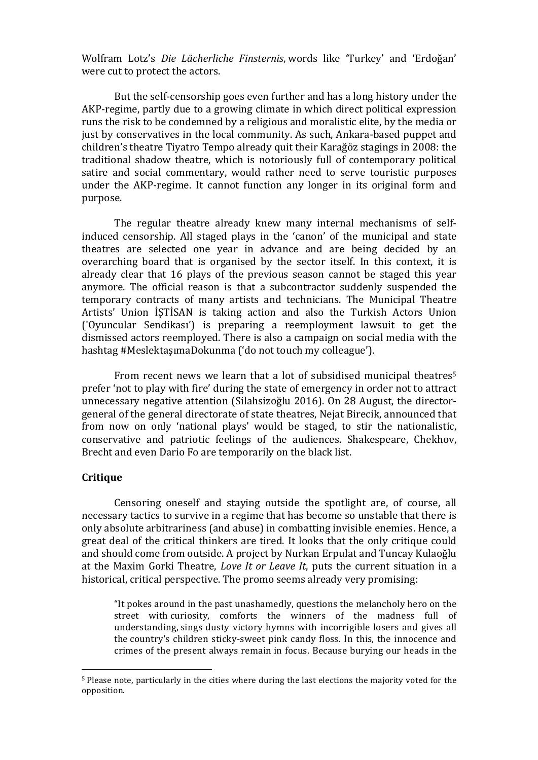Wolfram Lotz's *Die Lächerliche Finsternis*, words like 'Turkey' and 'Erdoğan' were cut to protect the actors.

But the self-censorship goes even further and has a long history under the AKP-regime, partly due to a growing climate in which direct political expression runs the risk to be condemned by a religious and moralistic elite, by the media or just by conservatives in the local community. As such, Ankara-based puppet and children's theatre Tiyatro Tempo already quit their Karağöz stagings in 2008: the traditional shadow theatre, which is notoriously full of contemporary political satire and social commentary, would rather need to serve touristic purposes under the AKP-regime. It cannot function any longer in its original form and purpose.

The regular theatre already knew many internal mechanisms of self-induced censorship. All staged plays in the 'canon' of the municipal and state theatres are selected one year in advance and are being decided by an overarching board that is organised by the sector itself. In this context, it is already clear that 16 plays of the previous season cannot be staged this year anymore. The official reason is that a subcontractor suddenly suspended the temporary contracts of many artists and technicians. The Municipal Theatre Artists' Union İŞTİSAN is taking action and also the Turkish Actors Union ('Oyuncular Sendikası') is preparing a reemployment lawsuit to get the dismissed actors reemployed. There is also a campaign on social media with the hashtag #MeslektaşımaDokunma ('do not touch my colleague').

From recent news we learn that a lot of subsidised municipal theatres[5] prefer 'not to play with fire' during the state of emergency in order not to attract unnecessary negative attention (Silahsizoğlu 2016). On 28 August, the director-general of the general directorate of state theatres, Nejat Birecik, announced that from now on only 'national plays' would be staged, to stir the nationalistic, conservative and patriotic feelings of the audiences. Shakespeare, Chekhov, Brecht and even Dario Fo are temporarily on the black list.

## Critique

Censoring oneself and staying outside the spotlight are, of course, all necessary tactics to survive in a regime that has become so unstable that there is only absolute arbitrariness (and abuse) in combatting invisible enemies. Hence, a great deal of the critical thinkers are tired. It looks that the only critique could and should come from outside. A project by Nurkan Erpulat and Tuncay Kulaoğlu at the Maxim Gorki Theatre, *Love It or Leave It*, puts the current situation in a historical, critical perspective. The promo seems already very promising:

> "It pokes around in the past unashamedly, questions the melancholy hero on the street with curiosity, comforts the winners of the madness full of understanding, sings dusty victory hymns with incorrigible losers and gives all the country's children sticky-sweet pink candy floss. In this, the innocence and crimes of the present always remain in focus. Because burying our heads in the

---

[5] Please note, particularly in the cities where during the last elections the majority voted for the opposition.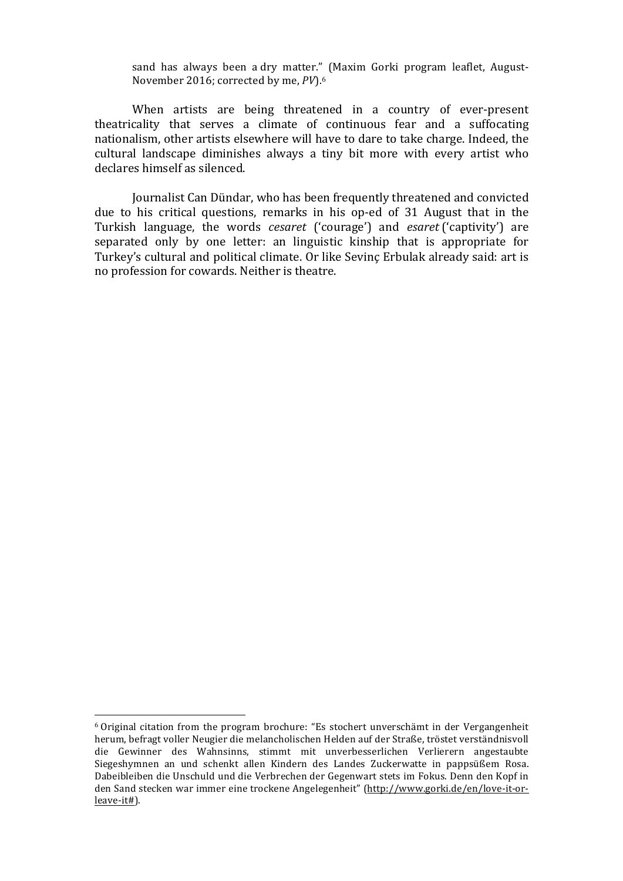sand has always been a dry matter." (Maxim Gorki program leaflet, August-November 2016; corrected by me, *PV*).[6]

When artists are being threatened in a country of ever-present theatricality that serves a climate of continuous fear and a suffocating nationalism, other artists elsewhere will have to dare to take charge. Indeed, the cultural landscape diminishes always a tiny bit more with every artist who declares himself as silenced.

Journalist Can Dündar, who has been frequently threatened and convicted due to his critical questions, remarks in his op-ed of 31 August that in the Turkish language, the words *cesaret* ('courage') and *esaret* ('captivity') are separated only by one letter: an linguistic kinship that is appropriate for Turkey's cultural and political climate. Or like Sevinç Erbulak already said: art is no profession for cowards. Neither is theatre.

---

[6] Original citation from the program brochure: "Es stochert unverschämt in der Vergangenheit herum, befragt voller Neugier die melancholischen Helden auf der Straße, tröstet verständnisvoll die Gewinner des Wahnsinns, stimmt mit unverbesserlichen Verlierern angestaubte Siegeshymnen an und schenkt allen Kindern des Landes Zuckerwatte in pappsüßem Rosa. Dabeibleiben die Unschuld und die Verbrechen der Gegenwart stets im Fokus. Denn den Kopf in den Sand stecken war immer eine trockene Angelegenheit" (http://www.gorki.de/en/love-it-or-leave-it#).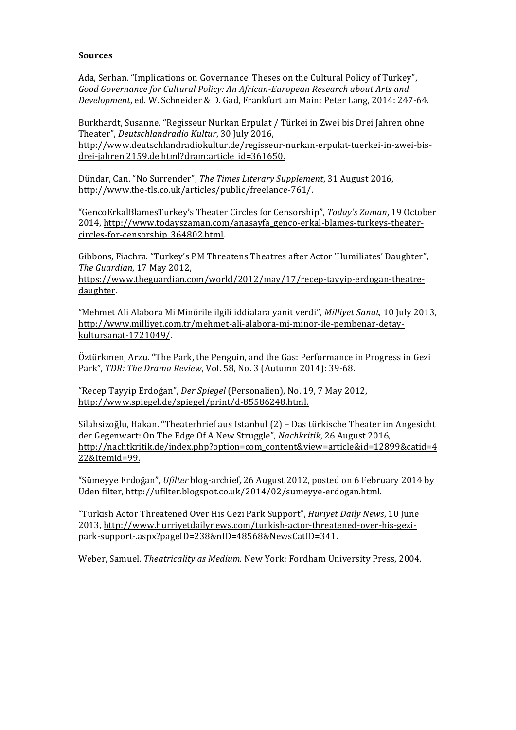**Sources**

Ada, Serhan. "Implications on Governance. Theses on the Cultural Policy of Turkey", *Good Governance for Cultural Policy: An African-European Research about Arts and Development*, ed. W. Schneider & D. Gad, Frankfurt am Main: Peter Lang, 2014: 247-64.

Burkhardt, Susanne. "Regisseur Nurkan Erpulat / Türkei in Zwei bis Drei Jahren ohne Theater", *Deutschlandradio Kultur*, 30 July 2016, http://www.deutschlandradiokultur.de/regisseur-nurkan-erpulat-tuerkei-in-zwei-bis-drei-jahren.2159.de.html?dram:article_id=361650.

Dündar, Can. "No Surrender", *The Times Literary Supplement*, 31 August 2016, http://www.the-tls.co.uk/articles/public/freelance-761/.

"GencoErkalBlamesTurkey's Theater Circles for Censorship", *Today's Zaman*, 19 October 2014, http://www.todayszaman.com/anasayfa_genco-erkal-blames-turkeys-theater-circles-for-censorship_364802.html.

Gibbons, Fiachra. "Turkey's PM Threatens Theatres after Actor 'Humiliates' Daughter", *The Guardian*, 17 May 2012, https://www.theguardian.com/world/2012/may/17/recep-tayyip-erdogan-theatre-daughter.

"Mehmet Ali Alabora Mi Minörile ilgili iddialara yanit verdi", *Milliyet Sanat*, 10 July 2013, http://www.milliyet.com.tr/mehmet-ali-alabora-mi-minor-ile-pembenar-detay-kultursanat-1721049/.

Öztürkmen, Arzu. "The Park, the Penguin, and the Gas: Performance in Progress in Gezi Park", *TDR: The Drama Review*, Vol. 58, No. 3 (Autumn 2014): 39-68.

"Recep Tayyip Erdoğan", *Der Spiegel* (Personalien), No. 19, 7 May 2012, http://www.spiegel.de/spiegel/print/d-85586248.html.

Silahsizoğlu, Hakan. "Theaterbrief aus Istanbul (2) – Das türkische Theater im Angesicht der Gegenwart: On The Edge Of A New Struggle", *Nachkritik*, 26 August 2016, http://nachtkritik.de/index.php?option=com_content&view=article&id=12899&catid=422&Itemid=99.

"Sümeyye Erdoğan", *Ufilter* blog-archief, 26 August 2012, posted on 6 February 2014 by Uden filter, http://ufilter.blogspot.co.uk/2014/02/sumeyye-erdogan.html.

"Turkish Actor Threatened Over His Gezi Park Support", *Hüriyet Daily News*, 10 June 2013, http://www.hurriyetdailynews.com/turkish-actor-threatened-over-his-gezi-park-support-.aspx?pageID=238&nID=48568&NewsCatID=341.

Weber, Samuel. *Theatricality as Medium*. New York: Fordham University Press, 2004.